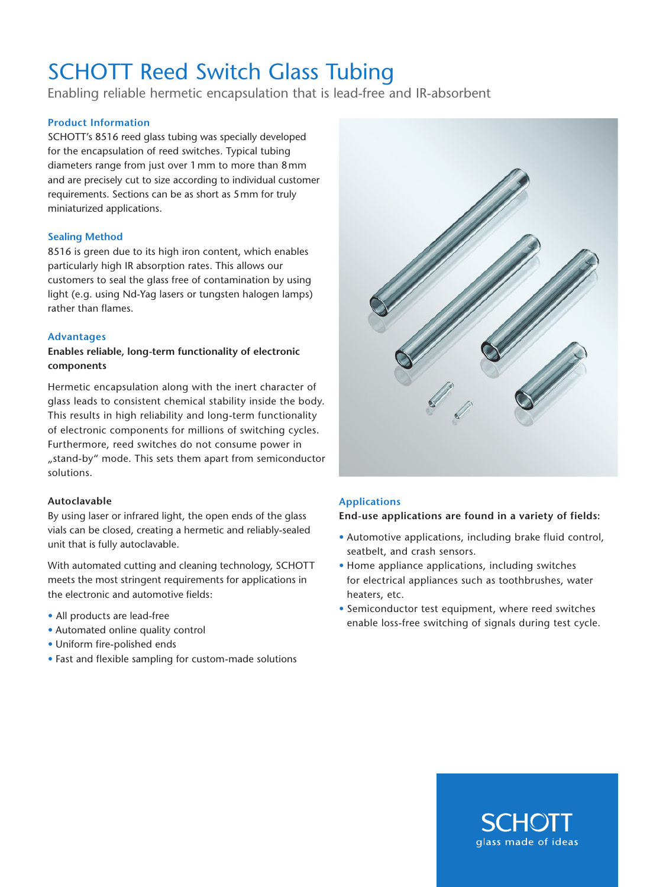# SCHOTT Reed Switch Glass Tubing

Enabling reliable hermetic encapsulation that is lead-free and IR-absorbent

### Product Information

SCHOTT's 8516 reed glass tubing was specially developed for the encapsulation of reed switches. Typical tubing diameters range from just over 1 mm to more than 8 mm and are precisely cut to size according to individual customer requirements. Sections can be as short as 5 mm for truly miniaturized applications.

### Sealing Method

8516 is green due to its high iron content, which enables particularly high IR absorption rates. This allows our customers to seal the glass free of contamination by using light (e.g. using Nd-Yag lasers or tungsten halogen lamps) rather than flames.

### Advantages

**Enables reliable, long-term functionality of electronic components**

Hermetic encapsulation along with the inert character of glass leads to consistent chemical stability inside the body. This results in high reliability and long-term functionality of electronic components for millions of switching cycles. Furthermore, reed switches do not consume power in „stand-by" mode. This sets them apart from semiconductor solutions.

**Autoclavable**

By using laser or infrared light, the open ends of the glass vials can be closed, creating a hermetic and reliably-sealed unit that is fully autoclavable.

With automated cutting and cleaning technology, SCHOTT meets the most stringent requirements for applications in the electronic and automotive fields:

- All products are lead-free
- Automated online quality control
- Uniform fire-polished ends
- Fast and flexible sampling for custom-made solutions

### Applications

**End-use applications are found in a variety of fields:**

- Automotive applications, including brake fluid control, seatbelt, and crash sensors.
- Home appliance applications, including switches for electrical appliances such as toothbrushes, water heaters, etc.
- Semiconductor test equipment, where reed switches enable loss-free switching of signals during test cycle.

SCHOTT
glass made of ideas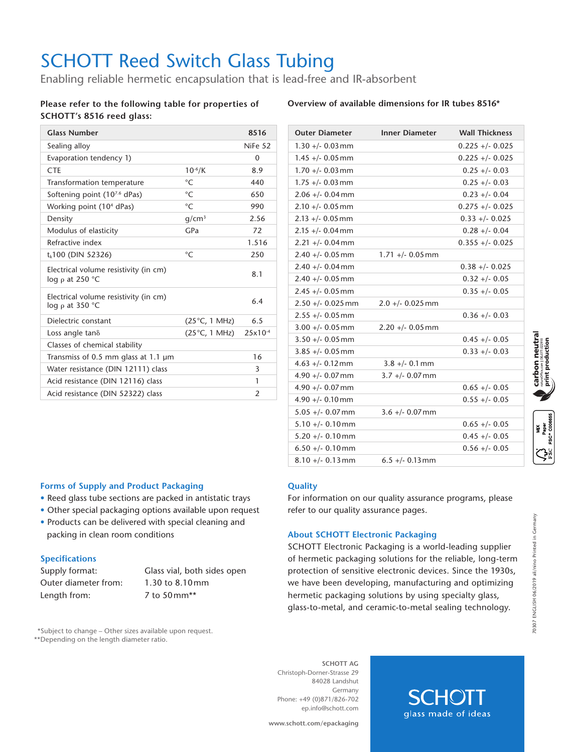# SCHOTT Reed Switch Glass Tubing

Enabling reliable hermetic encapsulation that is lead-free and IR-absorbent

**Please refer to the following table for properties of SCHOTT's 8516 reed glass:**

| Glass Number | | 8516 |
|---|---|---|
| Sealing alloy | | NiFe 52 |
| Evaporation tendency 1) | | 0 |
| CTE | $10^{-6}$/K | 8.9 |
| Transformation temperature | °C | 440 |
| Softening point ($10^{7.6}$ dPas) | °C | 650 |
| Working point ($10^{4}$ dPas) | °C | 990 |
| Density | g/cm³ | 2.56 |
| Modulus of elasticity | GPa | 72 |
| Refractive index | | 1.516 |
| $t_k$100 (DIN 52326) | °C | 250 |
| Electrical volume resistivity (in cm) log $\rho$ at 250 °C | | 8.1 |
| Electrical volume resistivity (in cm) log $\rho$ at 350 °C | | 6.4 |
| Dielectric constant | (25°C, 1 MHz) | 6.5 |
| Loss angle tan$\delta$ | (25°C, 1 MHz) | $25 \times 10^{-4}$ |
| Classes of chemical stability | | |
| Transmiss of 0.5 mm glass at 1.1 µm | | 16 |
| Water resistance (DIN 12111) class | | 3 |
| Acid resistance (DIN 12116) class | | 1 |
| Acid resistance (DIN 52322) class | | 2 |

**Overview of available dimensions for IR tubes 8516***

| Outer Diameter | Inner Diameter | Wall Thickness |
|---|---|---|
| 1.30 +/- 0.03 mm | | 0.225 +/- 0.025 |
| 1.45 +/- 0.05 mm | | 0.225 +/- 0.025 |
| 1.70 +/- 0.03 mm | | 0.25 +/- 0.03 |
| 1.75 +/- 0.03 mm | | 0.25 +/- 0.03 |
| 2.06 +/- 0.04 mm | | 0.23 +/- 0.04 |
| 2.10 +/- 0.05 mm | | 0.275 +/- 0.025 |
| 2.13 +/- 0.05 mm | | 0.33 +/- 0.025 |
| 2.15 +/- 0.04 mm | | 0.28 +/- 0.04 |
| 2.21 +/- 0.04 mm | | 0.355 +/- 0.025 |
| 2.40 +/- 0.05 mm | 1.71 +/- 0.05 mm | |
| 2.40 +/- 0.04 mm | | 0.38 +/- 0.025 |
| 2.40 +/- 0.05 mm | | 0.32 +/- 0.05 |
| 2.45 +/- 0.05 mm | | 0.35 +/- 0.05 |
| 2.50 +/- 0.025 mm | 2.0 +/- 0.025 mm | |
| 2.55 +/- 0.05 mm | | 0.36 +/- 0.03 |
| 3.00 +/- 0.05 mm | 2.20 +/- 0.05 mm | |
| 3.50 +/- 0.05 mm | | 0.45 +/- 0.05 |
| 3.85 +/- 0.05 mm | | 0.33 +/- 0.03 |
| 4.63 +/- 0.12 mm | 3.8 +/- 0.1 mm | |
| 4.90 +/- 0.07 mm | 3.7 +/- 0.07 mm | |
| 4.90 +/- 0.07 mm | | 0.65 +/- 0.05 |
| 4.90 +/- 0.10 mm | | 0.55 +/- 0.05 |
| 5.05 +/- 0.07 mm | 3.6 +/- 0.07 mm | |
| 5.10 +/- 0.10 mm | | 0.65 +/- 0.05 |
| 5.20 +/- 0.10 mm | | 0.45 +/- 0.05 |
| 6.50 +/- 0.10 mm | | 0.56 +/- 0.05 |
| 8.10 +/- 0.13 mm | 6.5 +/- 0.13 mm | |

### Forms of Supply and Product Packaging

- Reed glass tube sections are packed in antistatic trays
- Other special packaging options available upon request
- Products can be delivered with special cleaning and packing in clean room conditions

### Specifications

| | |
|---|---|
| Supply format: | Glass vial, both sides open |
| Outer diameter from: | 1.30 to 8.10 mm |
| Length from: | 7 to 50 mm** |

*Subject to change – Other sizes available upon request.
**Depending on the length diameter ratio.

### Quality

For information on our quality assurance programs, please refer to our quality assurance pages.

### About SCHOTT Electronic Packaging

SCHOTT Electronic Packaging is a world-leading supplier of hermetic packaging solutions for the reliable, long-term protection of sensitive electronic devices. Since the 1930s, we have been developing, manufacturing and optimizing hermetic packaging solutions by using specialty glass, glass-to-metal, and ceramic-to-metal sealing technology.

**SCHOTT AG**
Christoph-Dorner-Strasse 29
84028 Landshut
Germany
Phone: +49 (0)871/826-702
ep.info@schott.com

**www.schott.com/epackaging**

SCHOTT
glass made of ideas

70307 ENGLISH 06/2019 ali/nino Printed in Germany